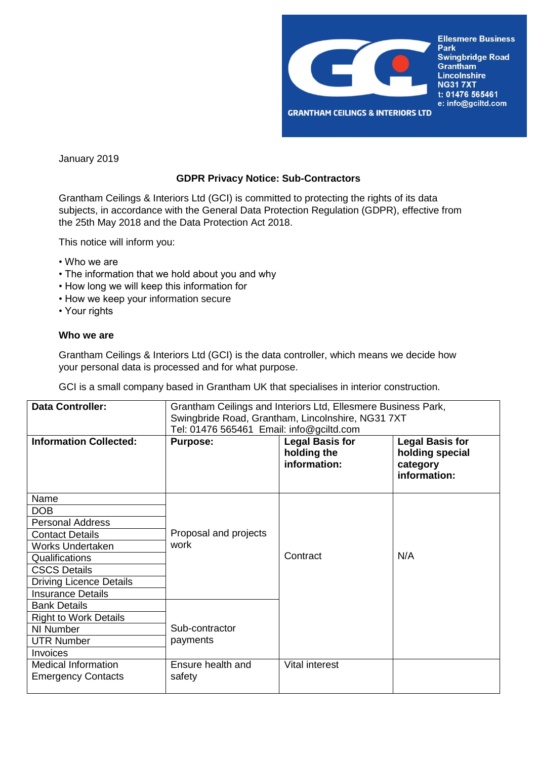Ellesmere Business Park
Swingbridge Road
Grantham
Lincolnshire
NG31 7XT
t: 01476 565461
e: info@gciltd.com

GRANTHAM CEILINGS & INTERIORS LTD

January 2019

## GDPR Privacy Notice: Sub-Contractors

Grantham Ceilings & Interiors Ltd (GCI) is committed to protecting the rights of its data subjects, in accordance with the General Data Protection Regulation (GDPR), effective from the 25th May 2018 and the Data Protection Act 2018.

This notice will inform you:

- Who we are
- The information that we hold about you and why
- How long we will keep this information for
- How we keep your information secure
- Your rights

### Who we are

Grantham Ceilings & Interiors Ltd (GCI) is the data controller, which means we decide how your personal data is processed and for what purpose.

GCI is a small company based in Grantham UK that specialises in interior construction.

| **Data Controller:** | Grantham Ceilings and Interiors Ltd, Ellesmere Business Park, Swingbride Road, Grantham, Lincolnshire, NG31 7XT Tel: 01476 565461 Email: info@gciltd.com | | |
|---|---|---|---|
| **Information Collected:** | **Purpose:** | **Legal Basis for holding the information:** | **Legal Basis for holding special category information:** |
| Name<br>DOB<br>Personal Address<br>Contact Details<br>Works Undertaken<br>Qualifications<br>CSCS Details<br>Driving Licence Details<br>Insurance Details | Proposal and projects work | Contract | N/A |
| Bank Details<br>Right to Work Details<br>NI Number<br>UTR Number<br>Invoices | Sub-contractor payments | Contract | N/A |
| Medical Information<br>Emergency Contacts | Ensure health and safety | Vital interest | |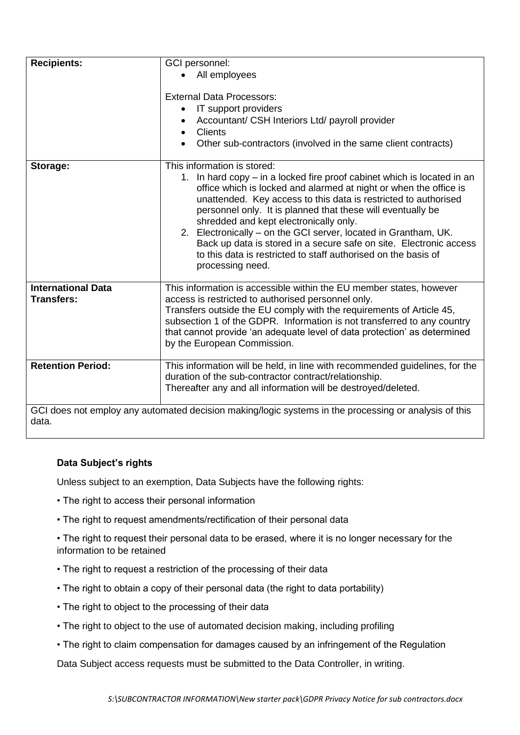| | |
|---|---|
| **Recipients:** | GCI personnel:<br>• All employees<br><br>External Data Processors:<br>• IT support providers<br>• Accountant/ CSH Interiors Ltd/ payroll provider<br>• Clients<br>• Other sub-contractors (involved in the same client contracts) |
| **Storage:** | This information is stored:<br>1. In hard copy – in a locked fire proof cabinet which is located in an office which is locked and alarmed at night or when the office is unattended. Key access to this data is restricted to authorised personnel only. It is planned that these will eventually be shredded and kept electronically only.<br>2. Electronically – on the GCI server, located in Grantham, UK. Back up data is stored in a secure safe on site. Electronic access to this data is restricted to staff authorised on the basis of processing need. |
| **International Data Transfers:** | This information is accessible within the EU member states, however access is restricted to authorised personnel only.<br>Transfers outside the EU comply with the requirements of Article 45, subsection 1 of the GDPR. Information is not transferred to any country that cannot provide 'an adequate level of data protection' as determined by the European Commission. |
| **Retention Period:** | This information will be held, in line with recommended guidelines, for the duration of the sub-contractor contract/relationship.<br>Thereafter any and all information will be destroyed/deleted. |
| GCI does not employ any automated decision making/logic systems in the processing or analysis of this data. | |

**Data Subject's rights**

Unless subject to an exemption, Data Subjects have the following rights:

• The right to access their personal information

• The right to request amendments/rectification of their personal data

• The right to request their personal data to be erased, where it is no longer necessary for the information to be retained

• The right to request a restriction of the processing of their data

• The right to obtain a copy of their personal data (the right to data portability)

• The right to object to the processing of their data

• The right to object to the use of automated decision making, including profiling

• The right to claim compensation for damages caused by an infringement of the Regulation

Data Subject access requests must be submitted to the Data Controller, in writing.